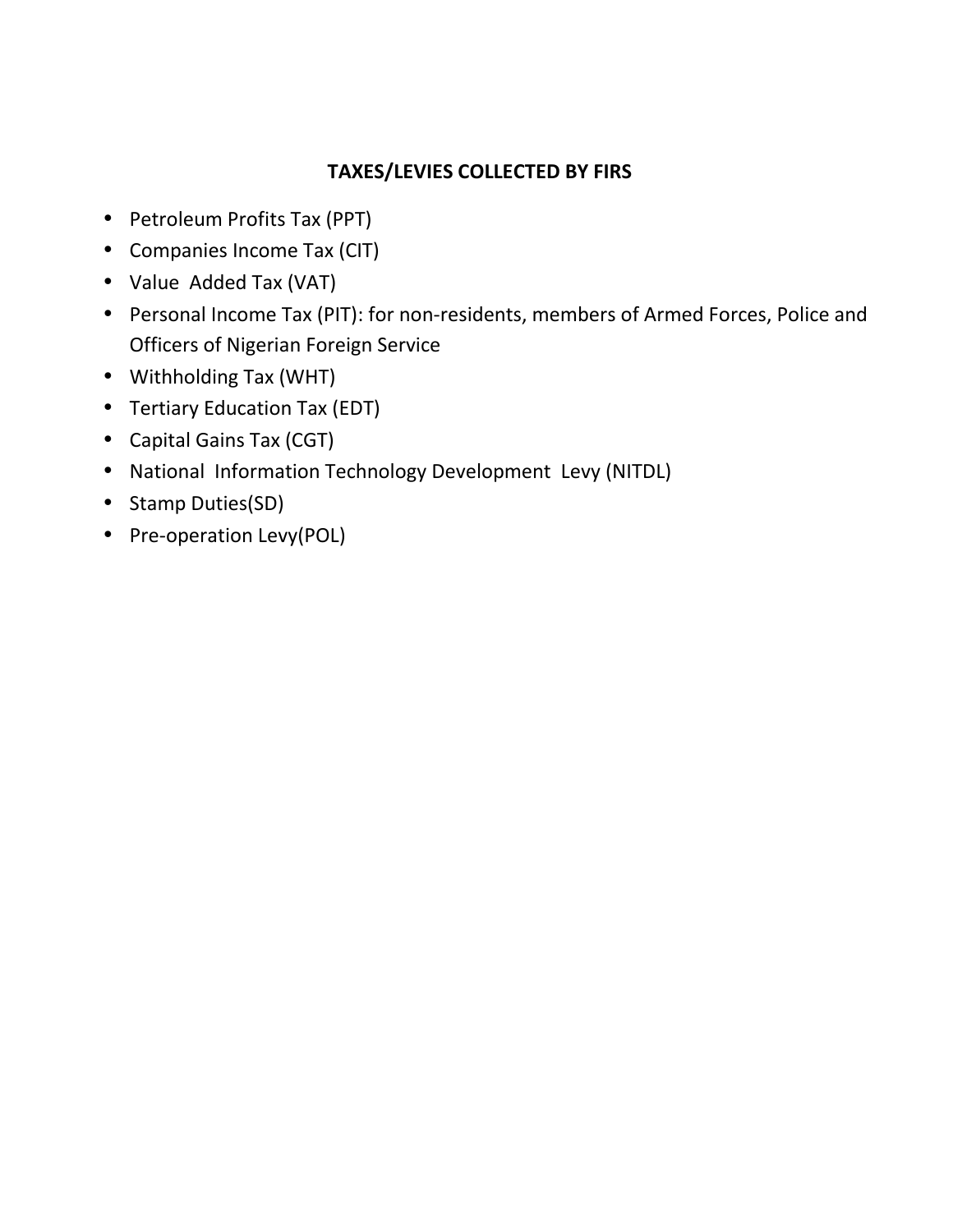## TAXES/LEVIES COLLECTED BY FIRS

- Petroleum Profits Tax (PPT)
- Companies Income Tax (CIT)
- Value Added Tax (VAT)
- Personal Income Tax (PIT): for non-residents, members of Armed Forces, Police and Officers of Nigerian Foreign Service
- Withholding Tax (WHT)
- Tertiary Education Tax (EDT)
- Capital Gains Tax (CGT)
- National Information Technology Development Levy (NITDL)
- Stamp Duties(SD)
- Pre-operation Levy(POL)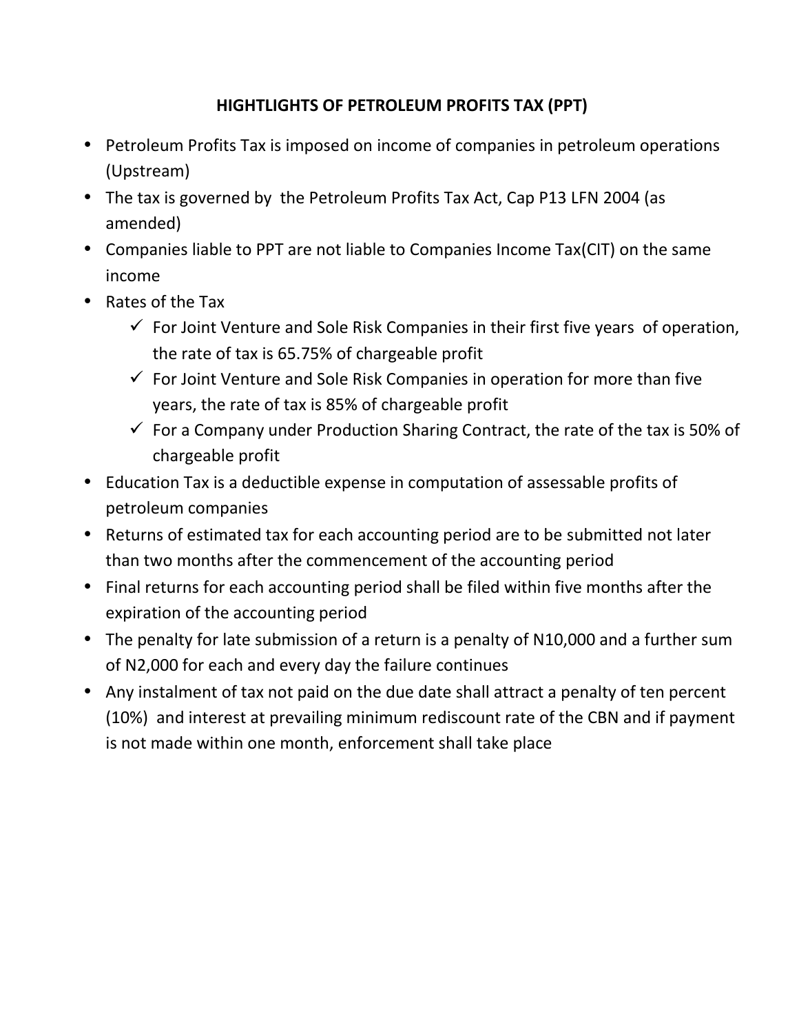# HIGHTLIGHTS OF PETROLEUM PROFITS TAX (PPT)

- Petroleum Profits Tax is imposed on income of companies in petroleum operations (Upstream)
- The tax is governed by the Petroleum Profits Tax Act, Cap P13 LFN 2004 (as amended)
- Companies liable to PPT are not liable to Companies Income Tax(CIT) on the same income
- Rates of the Tax
  - ✓ For Joint Venture and Sole Risk Companies in their first five years of operation, the rate of tax is 65.75% of chargeable profit
  - ✓ For Joint Venture and Sole Risk Companies in operation for more than five years, the rate of tax is 85% of chargeable profit
  - ✓ For a Company under Production Sharing Contract, the rate of the tax is 50% of chargeable profit
- Education Tax is a deductible expense in computation of assessable profits of petroleum companies
- Returns of estimated tax for each accounting period are to be submitted not later than two months after the commencement of the accounting period
- Final returns for each accounting period shall be filed within five months after the expiration of the accounting period
- The penalty for late submission of a return is a penalty of N10,000 and a further sum of N2,000 for each and every day the failure continues
- Any instalment of tax not paid on the due date shall attract a penalty of ten percent (10%) and interest at prevailing minimum rediscount rate of the CBN and if payment is not made within one month, enforcement shall take place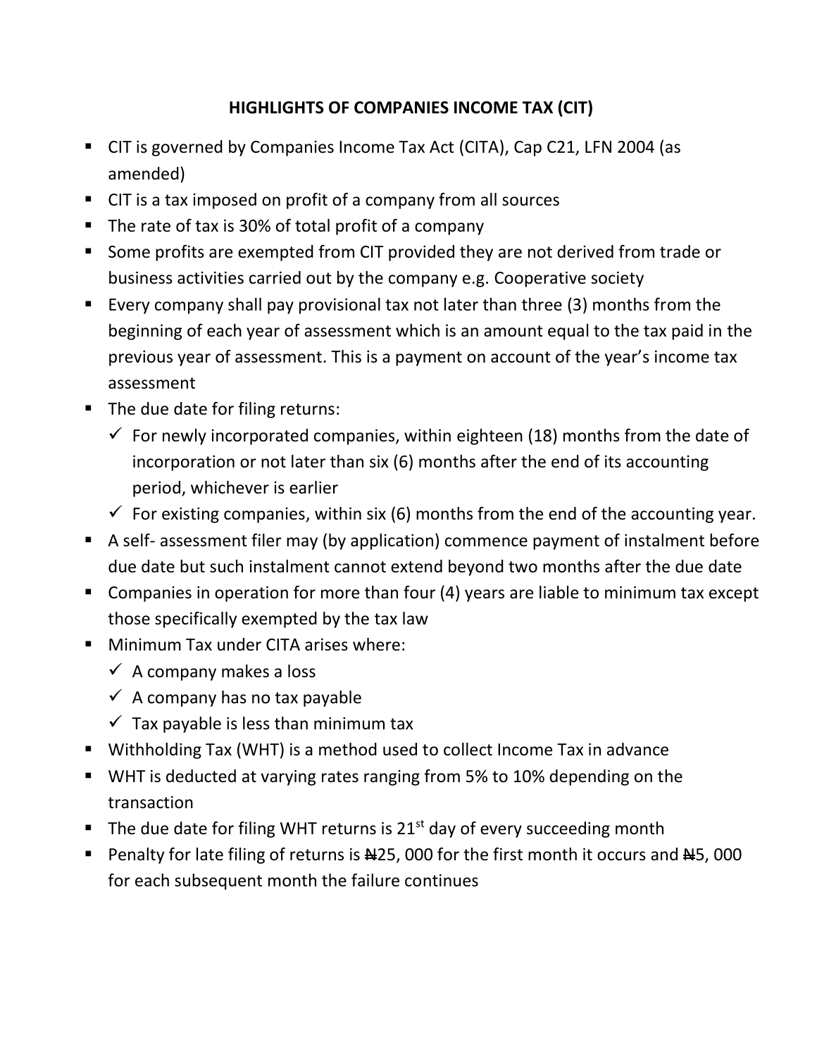## HIGHLIGHTS OF COMPANIES INCOME TAX (CIT)

- CIT is governed by Companies Income Tax Act (CITA), Cap C21, LFN 2004 (as amended)
- CIT is a tax imposed on profit of a company from all sources
- The rate of tax is 30% of total profit of a company
- Some profits are exempted from CIT provided they are not derived from trade or business activities carried out by the company e.g. Cooperative society
- Every company shall pay provisional tax not later than three (3) months from the beginning of each year of assessment which is an amount equal to the tax paid in the previous year of assessment. This is a payment on account of the year's income tax assessment
- The due date for filing returns:
  - ✓ For newly incorporated companies, within eighteen (18) months from the date of incorporation or not later than six (6) months after the end of its accounting period, whichever is earlier
  - ✓ For existing companies, within six (6) months from the end of the accounting year.
- A self- assessment filer may (by application) commence payment of instalment before due date but such instalment cannot extend beyond two months after the due date
- Companies in operation for more than four (4) years are liable to minimum tax except those specifically exempted by the tax law
- Minimum Tax under CITA arises where:
  - ✓ A company makes a loss
  - ✓ A company has no tax payable
  - ✓ Tax payable is less than minimum tax
- Withholding Tax (WHT) is a method used to collect Income Tax in advance
- WHT is deducted at varying rates ranging from 5% to 10% depending on the transaction
- The due date for filing WHT returns is 21st day of every succeeding month
- Penalty for late filing of returns is ₦25, 000 for the first month it occurs and ₦5, 000 for each subsequent month the failure continues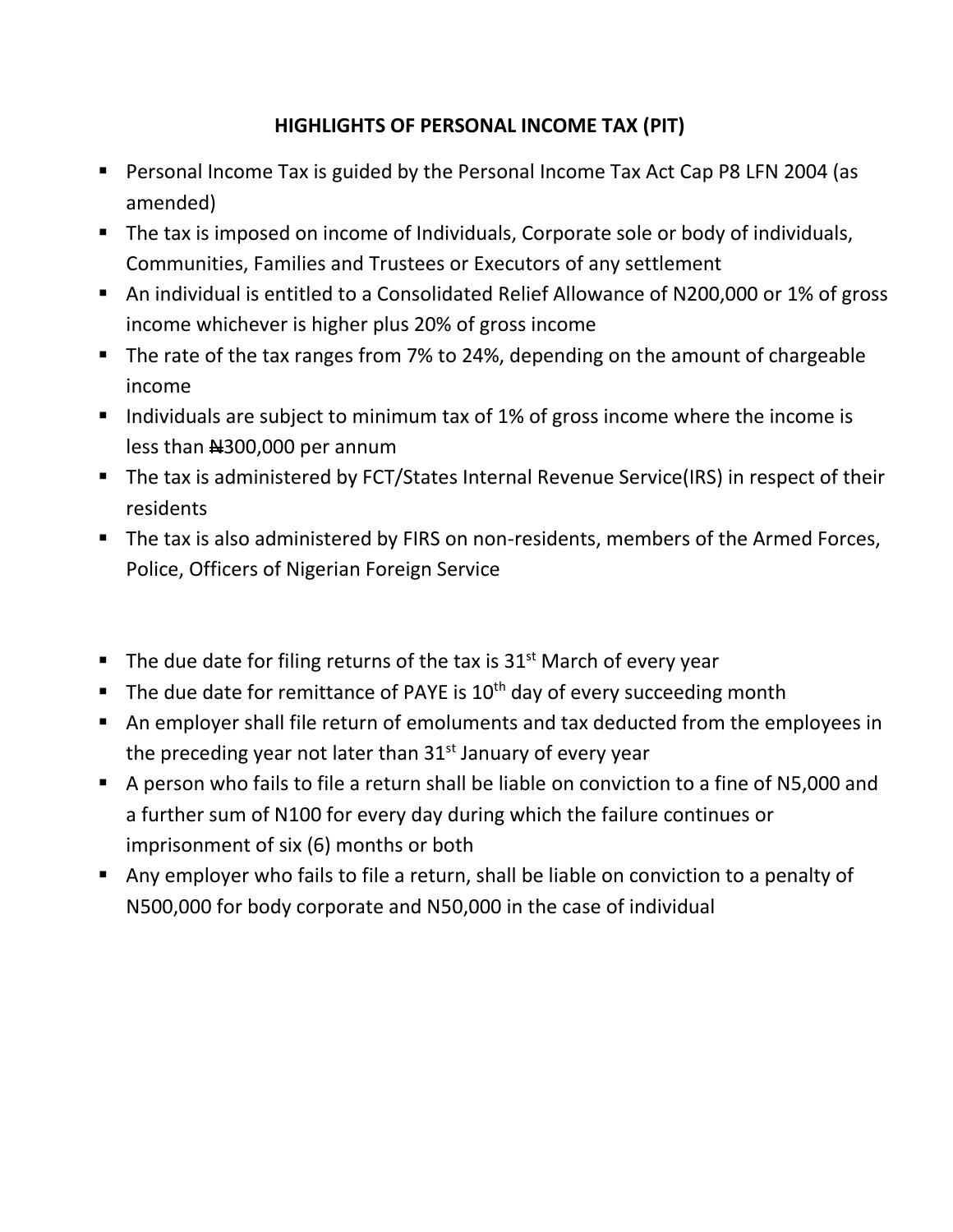## HIGHLIGHTS OF PERSONAL INCOME TAX (PIT)

- Personal Income Tax is guided by the Personal Income Tax Act Cap P8 LFN 2004 (as amended)
- The tax is imposed on income of Individuals, Corporate sole or body of individuals, Communities, Families and Trustees or Executors of any settlement
- An individual is entitled to a Consolidated Relief Allowance of N200,000 or 1% of gross income whichever is higher plus 20% of gross income
- The rate of the tax ranges from 7% to 24%, depending on the amount of chargeable income
- Individuals are subject to minimum tax of 1% of gross income where the income is less than ₦300,000 per annum
- The tax is administered by FCT/States Internal Revenue Service(IRS) in respect of their residents
- The tax is also administered by FIRS on non-residents, members of the Armed Forces, Police, Officers of Nigerian Foreign Service

- The due date for filing returns of the tax is 31st March of every year
- The due date for remittance of PAYE is 10th day of every succeeding month
- An employer shall file return of emoluments and tax deducted from the employees in the preceding year not later than 31st January of every year
- A person who fails to file a return shall be liable on conviction to a fine of N5,000 and a further sum of N100 for every day during which the failure continues or imprisonment of six (6) months or both
- Any employer who fails to file a return, shall be liable on conviction to a penalty of N500,000 for body corporate and N50,000 in the case of individual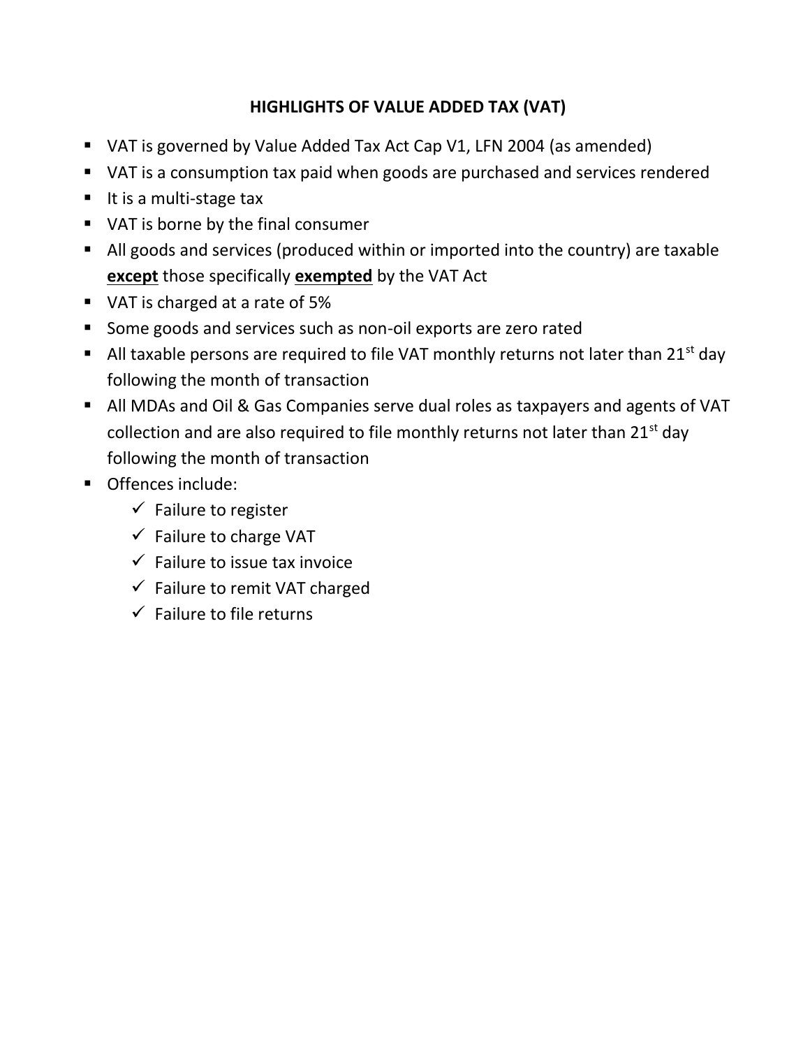# HIGHLIGHTS OF VALUE ADDED TAX (VAT)

- VAT is governed by Value Added Tax Act Cap V1, LFN 2004 (as amended)
- VAT is a consumption tax paid when goods are purchased and services rendered
- It is a multi-stage tax
- VAT is borne by the final consumer
- All goods and services (produced within or imported into the country) are taxable **except** those specifically **exempted** by the VAT Act
- VAT is charged at a rate of 5%
- Some goods and services such as non-oil exports are zero rated
- All taxable persons are required to file VAT monthly returns not later than 21st day following the month of transaction
- All MDAs and Oil & Gas Companies serve dual roles as taxpayers and agents of VAT collection and are also required to file monthly returns not later than 21st day following the month of transaction
- Offences include:
  - ✓ Failure to register
  - ✓ Failure to charge VAT
  - ✓ Failure to issue tax invoice
  - ✓ Failure to remit VAT charged
  - ✓ Failure to file returns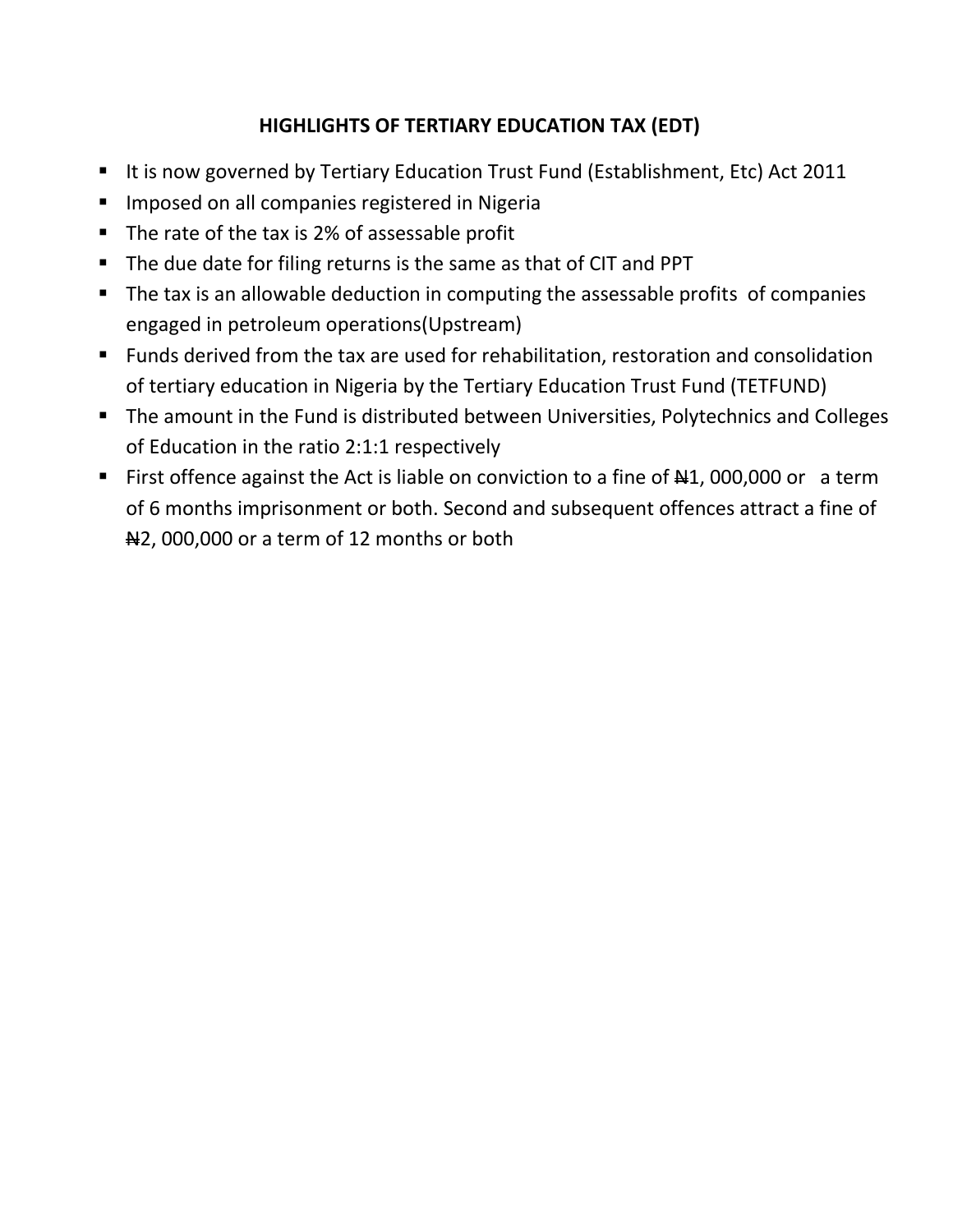## HIGHLIGHTS OF TERTIARY EDUCATION TAX (EDT)

- It is now governed by Tertiary Education Trust Fund (Establishment, Etc) Act 2011
- Imposed on all companies registered in Nigeria
- The rate of the tax is 2% of assessable profit
- The due date for filing returns is the same as that of CIT and PPT
- The tax is an allowable deduction in computing the assessable profits of companies engaged in petroleum operations(Upstream)
- Funds derived from the tax are used for rehabilitation, restoration and consolidation of tertiary education in Nigeria by the Tertiary Education Trust Fund (TETFUND)
- The amount in the Fund is distributed between Universities, Polytechnics and Colleges of Education in the ratio 2:1:1 respectively
- First offence against the Act is liable on conviction to a fine of ₦1, 000,000 or a term of 6 months imprisonment or both. Second and subsequent offences attract a fine of ₦2, 000,000 or a term of 12 months or both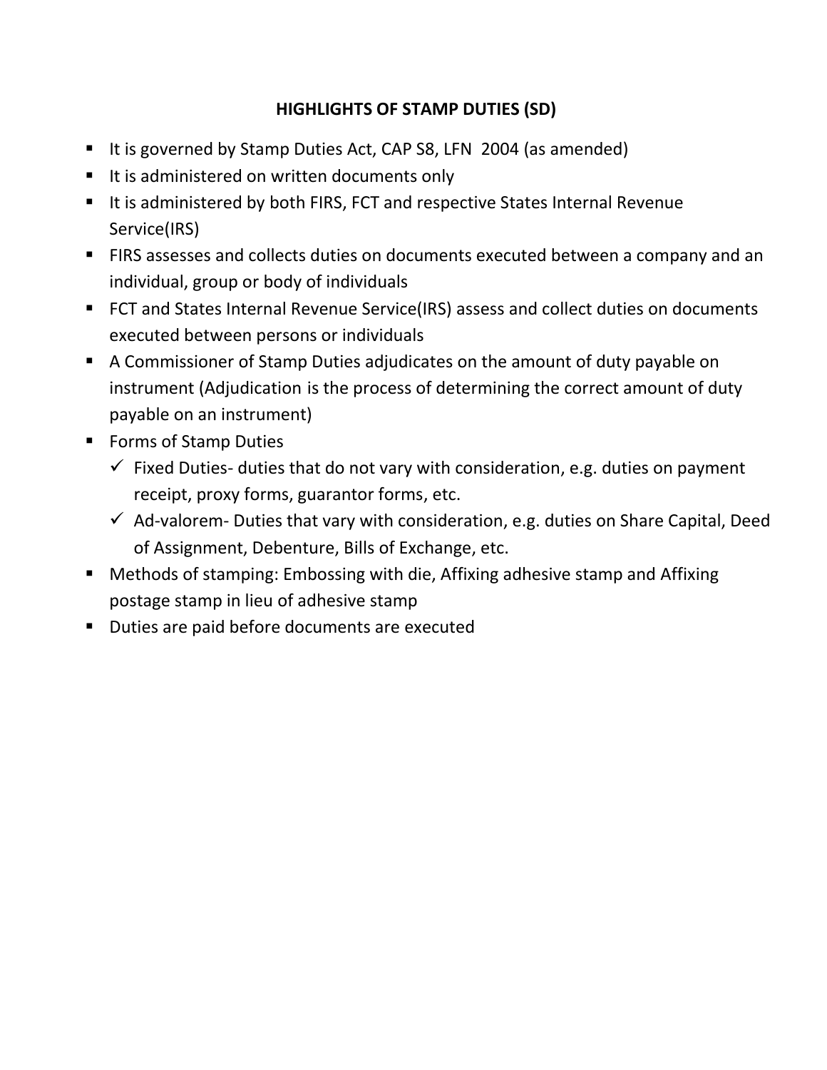## HIGHLIGHTS OF STAMP DUTIES (SD)

- It is governed by Stamp Duties Act, CAP S8, LFN 2004 (as amended)
- It is administered on written documents only
- It is administered by both FIRS, FCT and respective States Internal Revenue Service(IRS)
- FIRS assesses and collects duties on documents executed between a company and an individual, group or body of individuals
- FCT and States Internal Revenue Service(IRS) assess and collect duties on documents executed between persons or individuals
- A Commissioner of Stamp Duties adjudicates on the amount of duty payable on instrument (Adjudication is the process of determining the correct amount of duty payable on an instrument)
- Forms of Stamp Duties
  - ✓ Fixed Duties- duties that do not vary with consideration, e.g. duties on payment receipt, proxy forms, guarantor forms, etc.
  - ✓ Ad-valorem- Duties that vary with consideration, e.g. duties on Share Capital, Deed of Assignment, Debenture, Bills of Exchange, etc.
- Methods of stamping: Embossing with die, Affixing adhesive stamp and Affixing postage stamp in lieu of adhesive stamp
- Duties are paid before documents are executed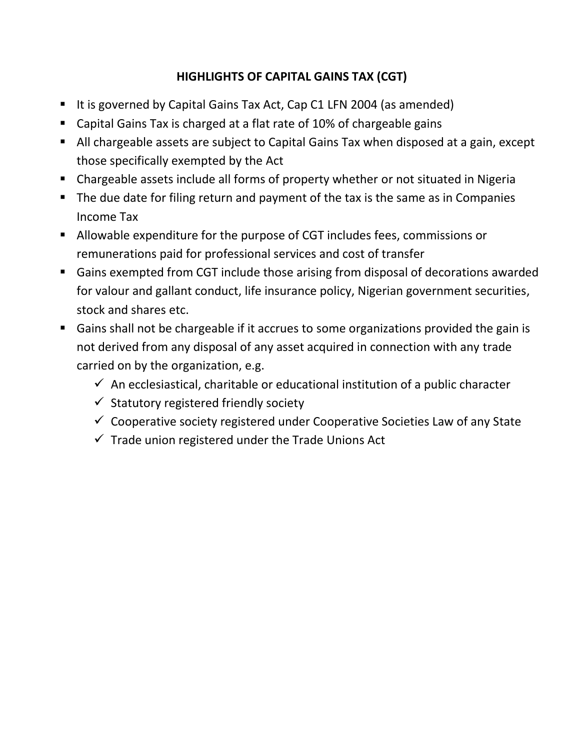## HIGHLIGHTS OF CAPITAL GAINS TAX (CGT)

- It is governed by Capital Gains Tax Act, Cap C1 LFN 2004 (as amended)
- Capital Gains Tax is charged at a flat rate of 10% of chargeable gains
- All chargeable assets are subject to Capital Gains Tax when disposed at a gain, except those specifically exempted by the Act
- Chargeable assets include all forms of property whether or not situated in Nigeria
- The due date for filing return and payment of the tax is the same as in Companies Income Tax
- Allowable expenditure for the purpose of CGT includes fees, commissions or remunerations paid for professional services and cost of transfer
- Gains exempted from CGT include those arising from disposal of decorations awarded for valour and gallant conduct, life insurance policy, Nigerian government securities, stock and shares etc.
- Gains shall not be chargeable if it accrues to some organizations provided the gain is not derived from any disposal of any asset acquired in connection with any trade carried on by the organization, e.g.
  - ✓ An ecclesiastical, charitable or educational institution of a public character
  - ✓ Statutory registered friendly society
  - ✓ Cooperative society registered under Cooperative Societies Law of any State
  - ✓ Trade union registered under the Trade Unions Act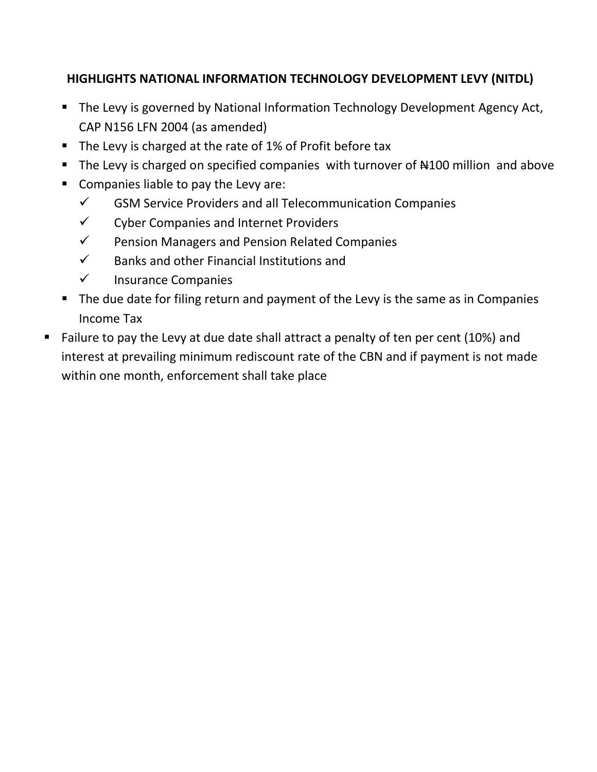**HIGHLIGHTS NATIONAL INFORMATION TECHNOLOGY DEVELOPMENT LEVY (NITDL)**

- The Levy is governed by National Information Technology Development Agency Act, CAP N156 LFN 2004 (as amended)
- The Levy is charged at the rate of 1% of Profit before tax
- The Levy is charged on specified companies with turnover of ₦100 million and above
- Companies liable to pay the Levy are:
  - ✓ GSM Service Providers and all Telecommunication Companies
  - ✓ Cyber Companies and Internet Providers
  - ✓ Pension Managers and Pension Related Companies
  - ✓ Banks and other Financial Institutions and
  - ✓ Insurance Companies
- The due date for filing return and payment of the Levy is the same as in Companies Income Tax

- Failure to pay the Levy at due date shall attract a penalty of ten per cent (10%) and interest at prevailing minimum rediscount rate of the CBN and if payment is not made within one month, enforcement shall take place